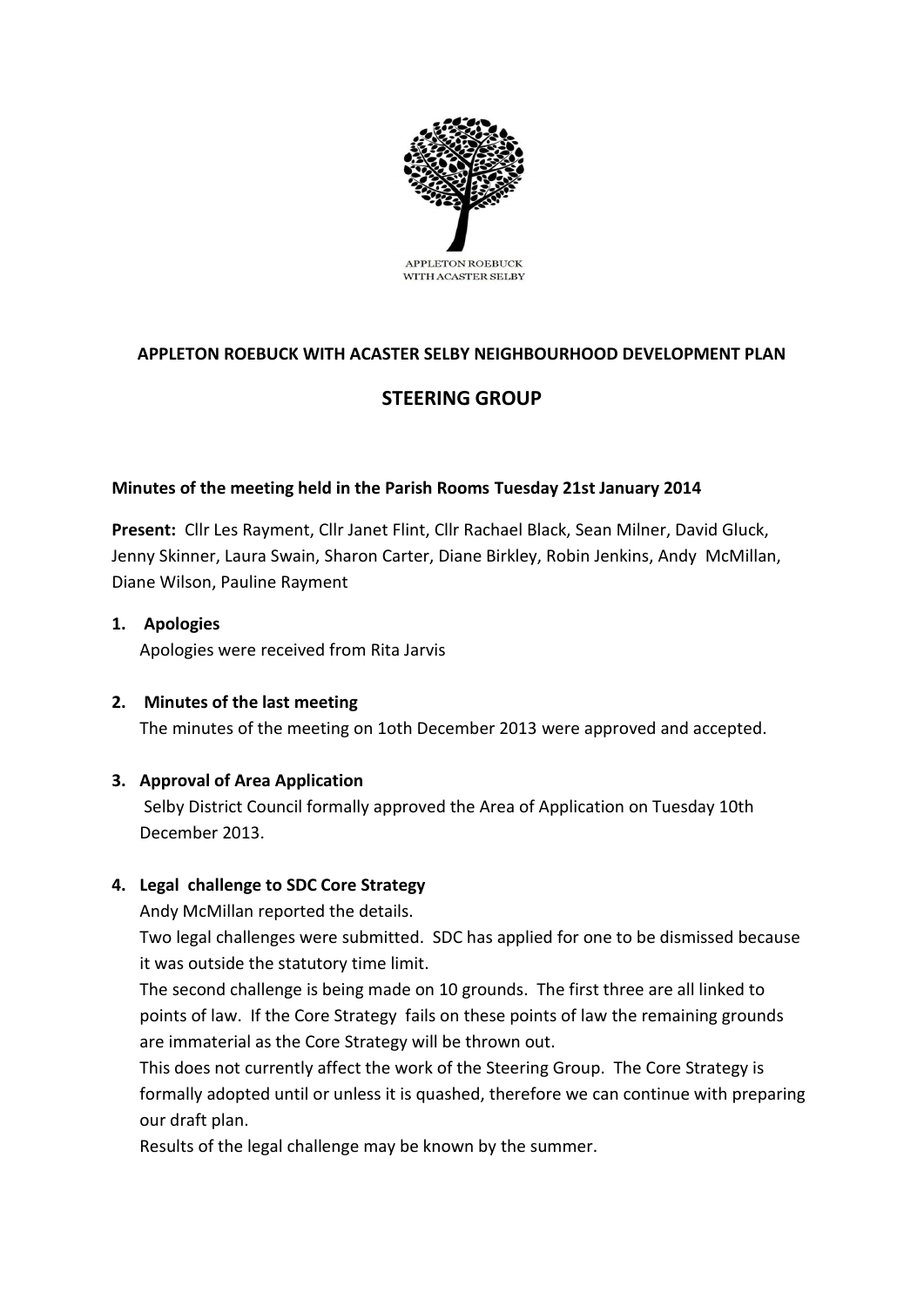APPLETON ROEBUCK WITH ACASTER SELBY

# APPLETON ROEBUCK WITH ACASTER SELBY NEIGHBOURHOOD DEVELOPMENT PLAN

## STEERING GROUP

**Minutes of the meeting held in the Parish Rooms Tuesday 21st January 2014**

**Present:** Cllr Les Rayment, Cllr Janet Flint, Cllr Rachael Black, Sean Milner, David Gluck, Jenny Skinner, Laura Swain, Sharon Carter, Diane Birkley, Robin Jenkins, Andy McMillan, Diane Wilson, Pauline Rayment

1. **Apologies**

   Apologies were received from Rita Jarvis

2. **Minutes of the last meeting**

   The minutes of the meeting on 1oth December 2013 were approved and accepted.

3. **Approval of Area Application**

   Selby District Council formally approved the Area of Application on Tuesday 10th December 2013.

4. **Legal challenge to SDC Core Strategy**

   Andy McMillan reported the details.

   Two legal challenges were submitted. SDC has applied for one to be dismissed because it was outside the statutory time limit.

   The second challenge is being made on 10 grounds. The first three are all linked to points of law. If the Core Strategy fails on these points of law the remaining grounds are immaterial as the Core Strategy will be thrown out.

   This does not currently affect the work of the Steering Group. The Core Strategy is formally adopted until or unless it is quashed, therefore we can continue with preparing our draft plan.

   Results of the legal challenge may be known by the summer.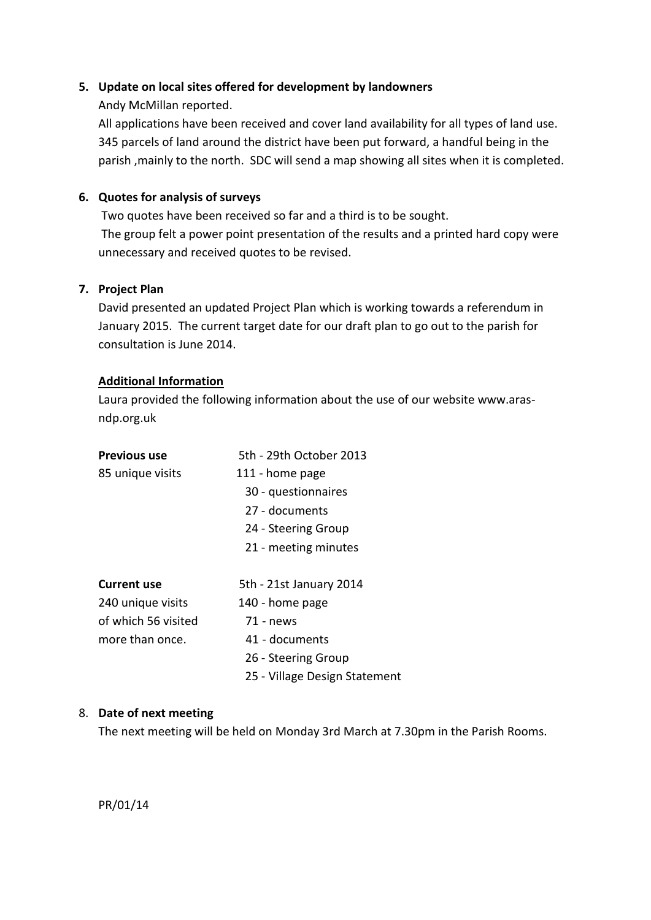5. **Update on local sites offered for development by landowners**

   Andy McMillan reported.

   All applications have been received and cover land availability for all types of land use. 345 parcels of land around the district have been put forward, a handful being in the parish ,mainly to the north. SDC will send a map showing all sites when it is completed.

6. **Quotes for analysis of surveys**

   Two quotes have been received so far and a third is to be sought.

   The group felt a power point presentation of the results and a printed hard copy were unnecessary and received quotes to be revised.

7. **Project Plan**

   David presented an updated Project Plan which is working towards a referendum in January 2015. The current target date for our draft plan to go out to the parish for consultation is June 2014.

   **<u>Additional Information</u>**

   Laura provided the following information about the use of our website www.aras-ndp.org.uk

| | |
|---|---|
| **Previous use** | 5th - 29th October 2013 |
| 85 unique visits | 111 - home page |
| | 30 - questionnaires |
| | 27 - documents |
| | 24 - Steering Group |
| | 21 - meeting minutes |
| **Current use** | 5th - 21st January 2014 |
| 240 unique visits | 140 - home page |
| of which 56 visited | 71 - news |
| more than once. | 41 - documents |
| | 26 - Steering Group |
| | 25 - Village Design Statement |

8. **Date of next meeting**

   The next meeting will be held on Monday 3rd March at 7.30pm in the Parish Rooms.

PR/01/14